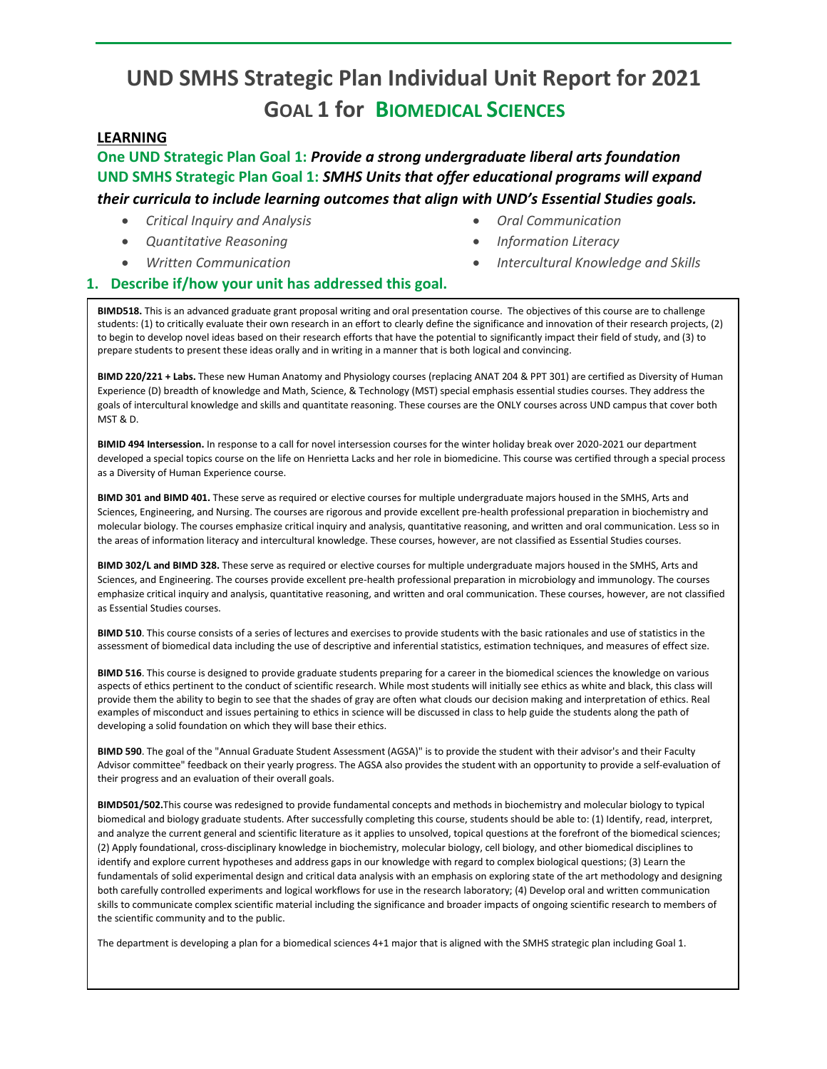# UND SMHS Strategic Plan Individual Unit Report for 2021

## GOAL 1 for BIOMEDICAL SCIENCES

**LEARNING**

**One UND Strategic Plan Goal 1:** ***Provide a strong undergraduate liberal arts foundation***

**UND SMHS Strategic Plan Goal 1:** ***SMHS Units that offer educational programs will expand their curricula to include learning outcomes that align with UND's Essential Studies goals.***

- *Critical Inquiry and Analysis*
- *Quantitative Reasoning*
- *Written Communication*
- *Oral Communication*
- *Information Literacy*
- *Intercultural Knowledge and Skills*

### 1. Describe if/how your unit has addressed this goal.

**BIMD518.** This is an advanced graduate grant proposal writing and oral presentation course. The objectives of this course are to challenge students: (1) to critically evaluate their own research in an effort to clearly define the significance and innovation of their research projects, (2) to begin to develop novel ideas based on their research efforts that have the potential to significantly impact their field of study, and (3) to prepare students to present these ideas orally and in writing in a manner that is both logical and convincing.

**BIMD 220/221 + Labs.** These new Human Anatomy and Physiology courses (replacing ANAT 204 & PPT 301) are certified as Diversity of Human Experience (D) breadth of knowledge and Math, Science, & Technology (MST) special emphasis essential studies courses. They address the goals of intercultural knowledge and skills and quantitate reasoning. These courses are the ONLY courses across UND campus that cover both MST & D.

**BIMID 494 Intersession.** In response to a call for novel intersession courses for the winter holiday break over 2020-2021 our department developed a special topics course on the life on Henrietta Lacks and her role in biomedicine. This course was certified through a special process as a Diversity of Human Experience course.

**BIMD 301 and BIMD 401.** These serve as required or elective courses for multiple undergraduate majors housed in the SMHS, Arts and Sciences, Engineering, and Nursing. The courses are rigorous and provide excellent pre-health professional preparation in biochemistry and molecular biology. The courses emphasize critical inquiry and analysis, quantitative reasoning, and written and oral communication. Less so in the areas of information literacy and intercultural knowledge. These courses, however, are not classified as Essential Studies courses.

**BIMD 302/L and BIMD 328.** These serve as required or elective courses for multiple undergraduate majors housed in the SMHS, Arts and Sciences, and Engineering. The courses provide excellent pre-health professional preparation in microbiology and immunology. The courses emphasize critical inquiry and analysis, quantitative reasoning, and written and oral communication. These courses, however, are not classified as Essential Studies courses.

**BIMD 510**. This course consists of a series of lectures and exercises to provide students with the basic rationales and use of statistics in the assessment of biomedical data including the use of descriptive and inferential statistics, estimation techniques, and measures of effect size.

**BIMD 516**. This course is designed to provide graduate students preparing for a career in the biomedical sciences the knowledge on various aspects of ethics pertinent to the conduct of scientific research. While most students will initially see ethics as white and black, this class will provide them the ability to begin to see that the shades of gray are often what clouds our decision making and interpretation of ethics. Real examples of misconduct and issues pertaining to ethics in science will be discussed in class to help guide the students along the path of developing a solid foundation on which they will base their ethics.

**BIMD 590**. The goal of the "Annual Graduate Student Assessment (AGSA)" is to provide the student with their advisor's and their Faculty Advisor committee" feedback on their yearly progress. The AGSA also provides the student with an opportunity to provide a self-evaluation of their progress and an evaluation of their overall goals.

**BIMD501/502.**This course was redesigned to provide fundamental concepts and methods in biochemistry and molecular biology to typical biomedical and biology graduate students. After successfully completing this course, students should be able to: (1) Identify, read, interpret, and analyze the current general and scientific literature as it applies to unsolved, topical questions at the forefront of the biomedical sciences; (2) Apply foundational, cross-disciplinary knowledge in biochemistry, molecular biology, cell biology, and other biomedical disciplines to identify and explore current hypotheses and address gaps in our knowledge with regard to complex biological questions; (3) Learn the fundamentals of solid experimental design and critical data analysis with an emphasis on exploring state of the art methodology and designing both carefully controlled experiments and logical workflows for use in the research laboratory; (4) Develop oral and written communication skills to communicate complex scientific material including the significance and broader impacts of ongoing scientific research to members of the scientific community and to the public.

The department is developing a plan for a biomedical sciences 4+1 major that is aligned with the SMHS strategic plan including Goal 1.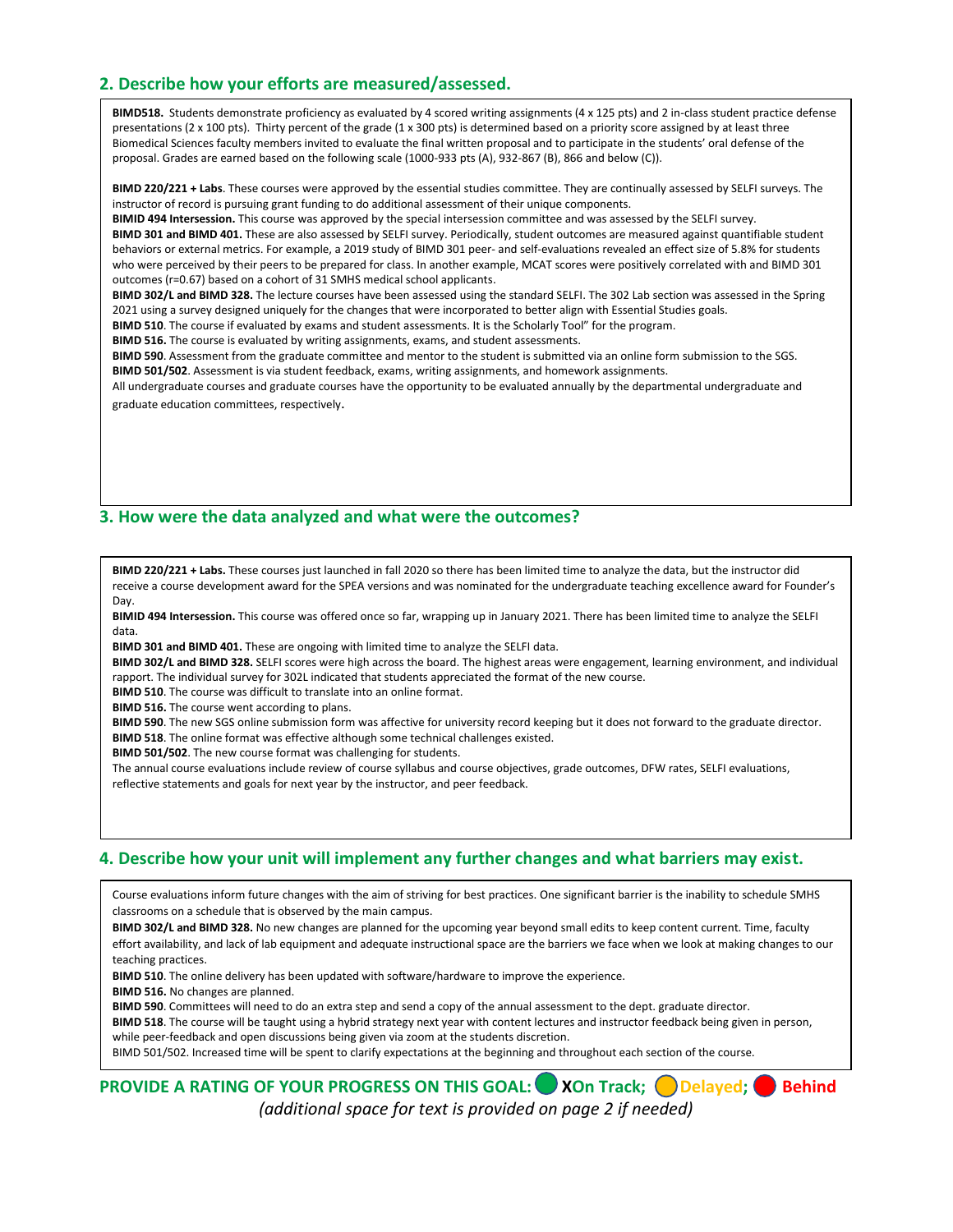## 2. Describe how your efforts are measured/assessed.

**BIMD518.** Students demonstrate proficiency as evaluated by 4 scored writing assignments (4 x 125 pts) and 2 in-class student practice defense presentations (2 x 100 pts). Thirty percent of the grade (1 x 300 pts) is determined based on a priority score assigned by at least three Biomedical Sciences faculty members invited to evaluate the final written proposal and to participate in the students' oral defense of the proposal. Grades are earned based on the following scale (1000-933 pts (A), 932-867 (B), 866 and below (C)).

**BIMD 220/221 + Labs**. These courses were approved by the essential studies committee. They are continually assessed by SELFI surveys. The instructor of record is pursuing grant funding to do additional assessment of their unique components.
**BIMID 494 Intersession.** This course was approved by the special intersession committee and was assessed by the SELFI survey.
**BIMD 301 and BIMD 401.** These are also assessed by SELFI survey. Periodically, student outcomes are measured against quantifiable student behaviors or external metrics. For example, a 2019 study of BIMD 301 peer- and self-evaluations revealed an effect size of 5.8% for students who were perceived by their peers to be prepared for class. In another example, MCAT scores were positively correlated with and BIMD 301 outcomes (r=0.67) based on a cohort of 31 SMHS medical school applicants.
**BIMD 302/L and BIMD 328.** The lecture courses have been assessed using the standard SELFI. The 302 Lab section was assessed in the Spring 2021 using a survey designed uniquely for the changes that were incorporated to better align with Essential Studies goals.
**BIMD 510**. The course if evaluated by exams and student assessments. It is the Scholarly Tool" for the program.
**BIMD 516.** The course is evaluated by writing assignments, exams, and student assessments.
**BIMD 590**. Assessment from the graduate committee and mentor to the student is submitted via an online form submission to the SGS.
**BIMD 501/502**. Assessment is via student feedback, exams, writing assignments, and homework assignments.
All undergraduate courses and graduate courses have the opportunity to be evaluated annually by the departmental undergraduate and graduate education committees, respectively.

## 3. How were the data analyzed and what were the outcomes?

**BIMD 220/221 + Labs.** These courses just launched in fall 2020 so there has been limited time to analyze the data, but the instructor did receive a course development award for the SPEA versions and was nominated for the undergraduate teaching excellence award for Founder's Day.
**BIMID 494 Intersession.** This course was offered once so far, wrapping up in January 2021. There has been limited time to analyze the SELFI data.
**BIMD 301 and BIMD 401.** These are ongoing with limited time to analyze the SELFI data.
**BIMD 302/L and BIMD 328.** SELFI scores were high across the board. The highest areas were engagement, learning environment, and individual rapport. The individual survey for 302L indicated that students appreciated the format of the new course.
**BIMD 510**. The course was difficult to translate into an online format.
**BIMD 516.** The course went according to plans.
**BIMD 590**. The new SGS online submission form was affective for university record keeping but it does not forward to the graduate director.
**BIMD 518**. The online format was effective although some technical challenges existed.
**BIMD 501/502**. The new course format was challenging for students.
The annual course evaluations include review of course syllabus and course objectives, grade outcomes, DFW rates, SELFI evaluations, reflective statements and goals for next year by the instructor, and peer feedback.

## 4. Describe how your unit will implement any further changes and what barriers may exist.

Course evaluations inform future changes with the aim of striving for best practices. One significant barrier is the inability to schedule SMHS classrooms on a schedule that is observed by the main campus.
**BIMD 302/L and BIMD 328.** No new changes are planned for the upcoming year beyond small edits to keep content current. Time, faculty effort availability, and lack of lab equipment and adequate instructional space are the barriers we face when we look at making changes to our teaching practices.
**BIMD 510**. The online delivery has been updated with software/hardware to improve the experience.
**BIMD 516.** No changes are planned.
**BIMD 590**. Committees will need to do an extra step and send a copy of the annual assessment to the dept. graduate director.
**BIMD 518**. The course will be taught using a hybrid strategy next year with content lectures and instructor feedback being given in person, while peer-feedback and open discussions being given via zoom at the students discretion.
BIMD 501/502. Increased time will be spent to clarify expectations at the beginning and throughout each section of the course.

**PROVIDE A RATING OF YOUR PROGRESS ON THIS GOAL: ● XOn Track; ● Delayed; ● Behind**

*(additional space for text is provided on page 2 if needed)*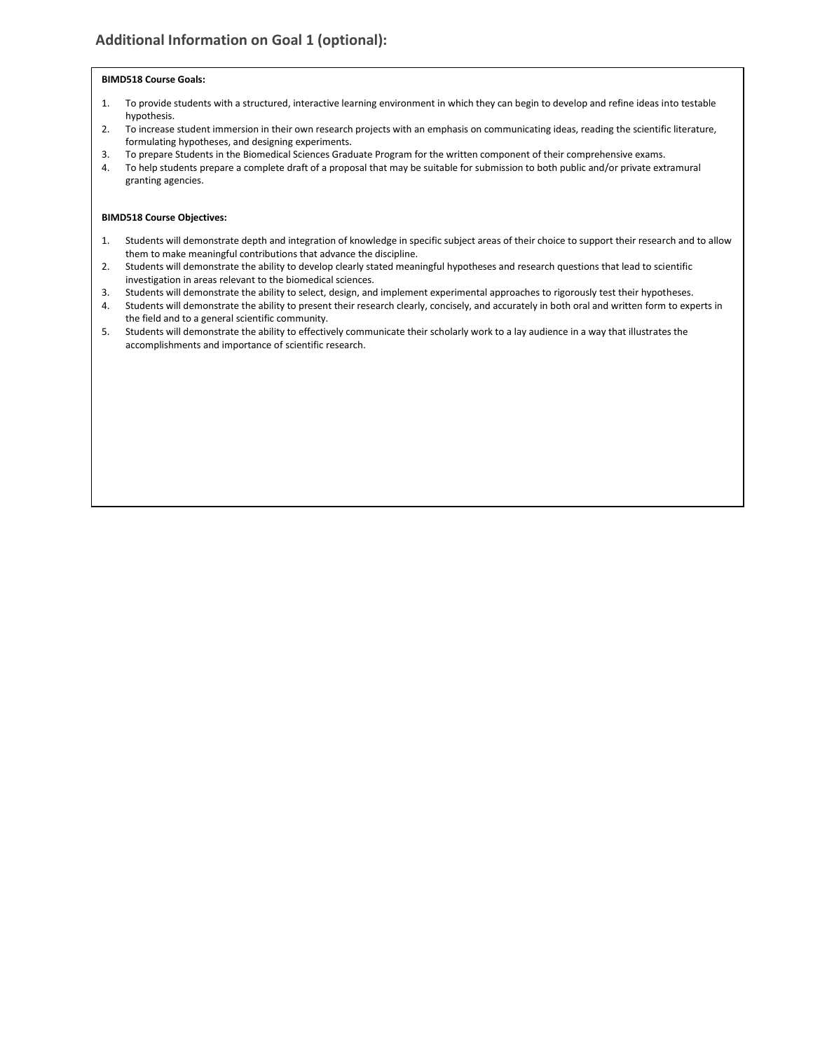## Additional Information on Goal 1 (optional):

**BIMD518 Course Goals:**

1. To provide students with a structured, interactive learning environment in which they can begin to develop and refine ideas into testable hypothesis.
2. To increase student immersion in their own research projects with an emphasis on communicating ideas, reading the scientific literature, formulating hypotheses, and designing experiments.
3. To prepare Students in the Biomedical Sciences Graduate Program for the written component of their comprehensive exams.
4. To help students prepare a complete draft of a proposal that may be suitable for submission to both public and/or private extramural granting agencies.

**BIMD518 Course Objectives:**

1. Students will demonstrate depth and integration of knowledge in specific subject areas of their choice to support their research and to allow them to make meaningful contributions that advance the discipline.
2. Students will demonstrate the ability to develop clearly stated meaningful hypotheses and research questions that lead to scientific investigation in areas relevant to the biomedical sciences.
3. Students will demonstrate the ability to select, design, and implement experimental approaches to rigorously test their hypotheses.
4. Students will demonstrate the ability to present their research clearly, concisely, and accurately in both oral and written form to experts in the field and to a general scientific community.
5. Students will demonstrate the ability to effectively communicate their scholarly work to a lay audience in a way that illustrates the accomplishments and importance of scientific research.